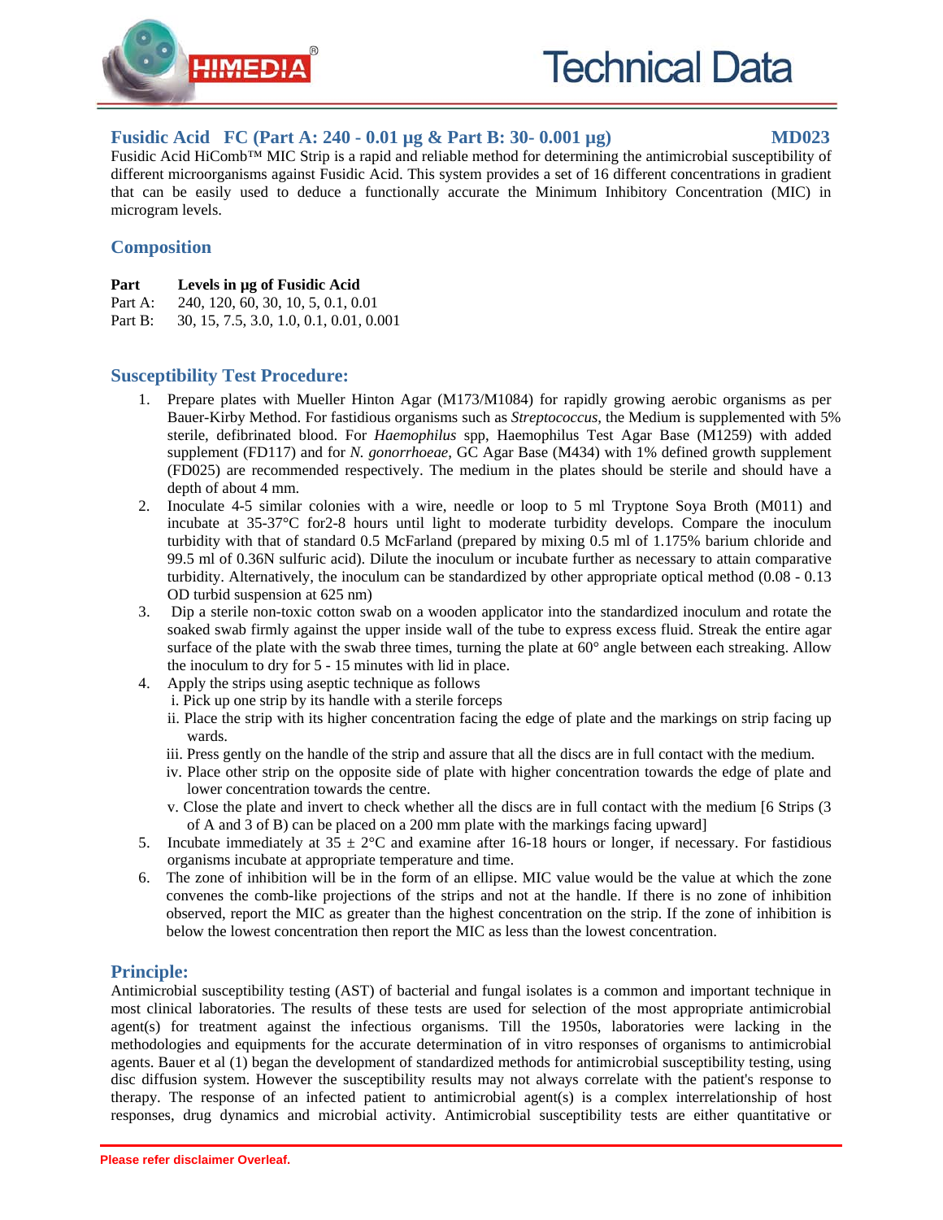# Technical Data

## Fusidic Acid FC (Part A: 240 - 0.01 µg & Part B: 30- 0.001 µg) MD023

Fusidic Acid HiComb™ MIC Strip is a rapid and reliable method for determining the antimicrobial susceptibility of different microorganisms against Fusidic Acid. This system provides a set of 16 different concentrations in gradient that can be easily used to deduce a functionally accurate the Minimum Inhibitory Concentration (MIC) in microgram levels.

## Composition

| Part | Levels in µg of Fusidic Acid |
|---|---|
| Part A: | 240, 120, 60, 30, 10, 5, 0.1, 0.01 |
| Part B: | 30, 15, 7.5, 3.0, 1.0, 0.1, 0.01, 0.001 |

## Susceptibility Test Procedure:

1. Prepare plates with Mueller Hinton Agar (M173/M1084) for rapidly growing aerobic organisms as per Bauer-Kirby Method. For fastidious organisms such as *Streptococcus*, the Medium is supplemented with 5% sterile, defibrinated blood. For *Haemophilus* spp, Haemophilus Test Agar Base (M1259) with added supplement (FD117) and for *N. gonorrhoeae*, GC Agar Base (M434) with 1% defined growth supplement (FD025) are recommended respectively. The medium in the plates should be sterile and should have a depth of about 4 mm.
2. Inoculate 4-5 similar colonies with a wire, needle or loop to 5 ml Tryptone Soya Broth (M011) and incubate at 35-37°C for2-8 hours until light to moderate turbidity develops. Compare the inoculum turbidity with that of standard 0.5 McFarland (prepared by mixing 0.5 ml of 1.175% barium chloride and 99.5 ml of 0.36N sulfuric acid). Dilute the inoculum or incubate further as necessary to attain comparative turbidity. Alternatively, the inoculum can be standardized by other appropriate optical method (0.08 - 0.13 OD turbid suspension at 625 nm)
3. Dip a sterile non-toxic cotton swab on a wooden applicator into the standardized inoculum and rotate the soaked swab firmly against the upper inside wall of the tube to express excess fluid. Streak the entire agar surface of the plate with the swab three times, turning the plate at 60° angle between each streaking. Allow the inoculum to dry for 5 - 15 minutes with lid in place.
4. Apply the strips using aseptic technique as follows
   i. Pick up one strip by its handle with a sterile forceps
   ii. Place the strip with its higher concentration facing the edge of plate and the markings on strip facing up wards.
   iii. Press gently on the handle of the strip and assure that all the discs are in full contact with the medium.
   iv. Place other strip on the opposite side of plate with higher concentration towards the edge of plate and lower concentration towards the centre.
   v. Close the plate and invert to check whether all the discs are in full contact with the medium [6 Strips (3 of A and 3 of B) can be placed on a 200 mm plate with the markings facing upward]
5. Incubate immediately at 35 ± 2°C and examine after 16-18 hours or longer, if necessary. For fastidious organisms incubate at appropriate temperature and time.
6. The zone of inhibition will be in the form of an ellipse. MIC value would be the value at which the zone convenes the comb-like projections of the strips and not at the handle. If there is no zone of inhibition observed, report the MIC as greater than the highest concentration on the strip. If the zone of inhibition is below the lowest concentration then report the MIC as less than the lowest concentration.

## Principle:

Antimicrobial susceptibility testing (AST) of bacterial and fungal isolates is a common and important technique in most clinical laboratories. The results of these tests are used for selection of the most appropriate antimicrobial agent(s) for treatment against the infectious organisms. Till the 1950s, laboratories were lacking in the methodologies and equipments for the accurate determination of in vitro responses of organisms to antimicrobial agents. Bauer et al (1) began the development of standardized methods for antimicrobial susceptibility testing, using disc diffusion system. However the susceptibility results may not always correlate with the patient's response to therapy. The response of an infected patient to antimicrobial agent(s) is a complex interrelationship of host responses, drug dynamics and microbial activity. Antimicrobial susceptibility tests are either quantitative or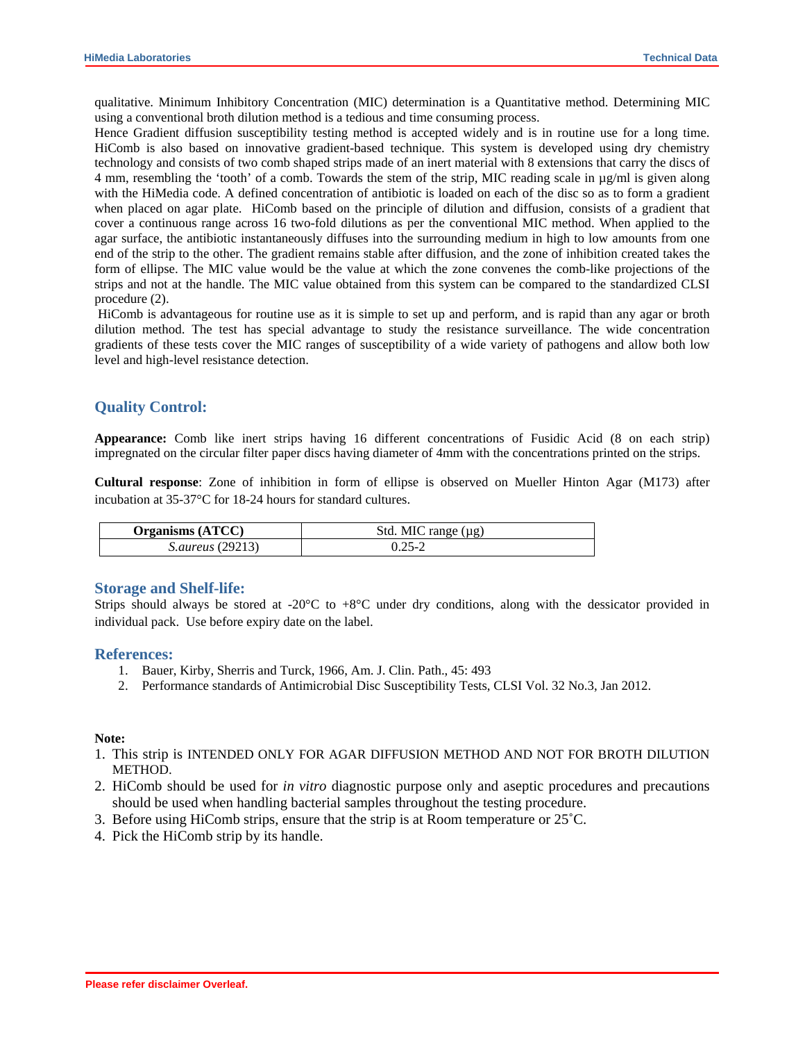qualitative. Minimum Inhibitory Concentration (MIC) determination is a Quantitative method. Determining MIC using a conventional broth dilution method is a tedious and time consuming process.
Hence Gradient diffusion susceptibility testing method is accepted widely and is in routine use for a long time. HiComb is also based on innovative gradient-based technique. This system is developed using dry chemistry technology and consists of two comb shaped strips made of an inert material with 8 extensions that carry the discs of 4 mm, resembling the 'tooth' of a comb. Towards the stem of the strip, MIC reading scale in µg/ml is given along with the HiMedia code. A defined concentration of antibiotic is loaded on each of the disc so as to form a gradient when placed on agar plate. HiComb based on the principle of dilution and diffusion, consists of a gradient that cover a continuous range across 16 two-fold dilutions as per the conventional MIC method. When applied to the agar surface, the antibiotic instantaneously diffuses into the surrounding medium in high to low amounts from one end of the strip to the other. The gradient remains stable after diffusion, and the zone of inhibition created takes the form of ellipse. The MIC value would be the value at which the zone convenes the comb-like projections of the strips and not at the handle. The MIC value obtained from this system can be compared to the standardized CLSI procedure (2).
HiComb is advantageous for routine use as it is simple to set up and perform, and is rapid than any agar or broth dilution method. The test has special advantage to study the resistance surveillance. The wide concentration gradients of these tests cover the MIC ranges of susceptibility of a wide variety of pathogens and allow both low level and high-level resistance detection.

## Quality Control:

**Appearance:** Comb like inert strips having 16 different concentrations of Fusidic Acid (8 on each strip) impregnated on the circular filter paper discs having diameter of 4mm with the concentrations printed on the strips.

**Cultural response**: Zone of inhibition in form of ellipse is observed on Mueller Hinton Agar (M173) after incubation at 35-37°C for 18-24 hours for standard cultures.

| Organisms (ATCC) | Std. MIC range (µg) |
|---|---|
| *S.aureus* (29213) | 0.25-2 |

## Storage and Shelf-life:

Strips should always be stored at -20°C to +8°C under dry conditions, along with the dessicator provided in individual pack. Use before expiry date on the label.

## References:

1. Bauer, Kirby, Sherris and Turck, 1966, Am. J. Clin. Path., 45: 493
2. Performance standards of Antimicrobial Disc Susceptibility Tests, CLSI Vol. 32 No.3, Jan 2012.

**Note:**

1. This strip is INTENDED ONLY FOR AGAR DIFFUSION METHOD AND NOT FOR BROTH DILUTION METHOD.
2. HiComb should be used for *in vitro* diagnostic purpose only and aseptic procedures and precautions should be used when handling bacterial samples throughout the testing procedure.
3. Before using HiComb strips, ensure that the strip is at Room temperature or 25˚C.
4. Pick the HiComb strip by its handle.

Please refer disclaimer Overleaf.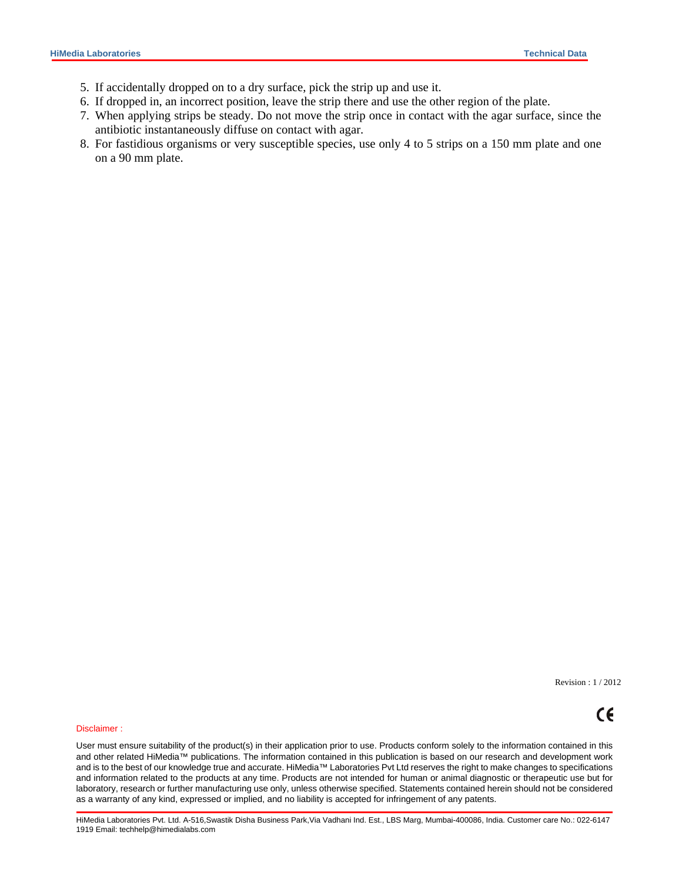5. If accidentally dropped on to a dry surface, pick the strip up and use it.
6. If dropped in, an incorrect position, leave the strip there and use the other region of the plate.
7. When applying strips be steady. Do not move the strip once in contact with the agar surface, since the antibiotic instantaneously diffuse on contact with agar.
8. For fastidious organisms or very susceptible species, use only 4 to 5 strips on a 150 mm plate and one on a 90 mm plate.

Revision : 1 / 2012

Disclaimer :

User must ensure suitability of the product(s) in their application prior to use. Products conform solely to the information contained in this and other related HiMedia™ publications. The information contained in this publication is based on our research and development work and is to the best of our knowledge true and accurate. HiMedia™ Laboratories Pvt Ltd reserves the right to make changes to specifications and information related to the products at any time. Products are not intended for human or animal diagnostic or therapeutic use but for laboratory, research or further manufacturing use only, unless otherwise specified. Statements contained herein should not be considered as a warranty of any kind, expressed or implied, and no liability is accepted for infringement of any patents.

HiMedia Laboratories Pvt. Ltd. A-516,Swastik Disha Business Park,Via Vadhani Ind. Est., LBS Marg, Mumbai-400086, India. Customer care No.: 022-6147 1919 Email: techhelp@himedialabs.com